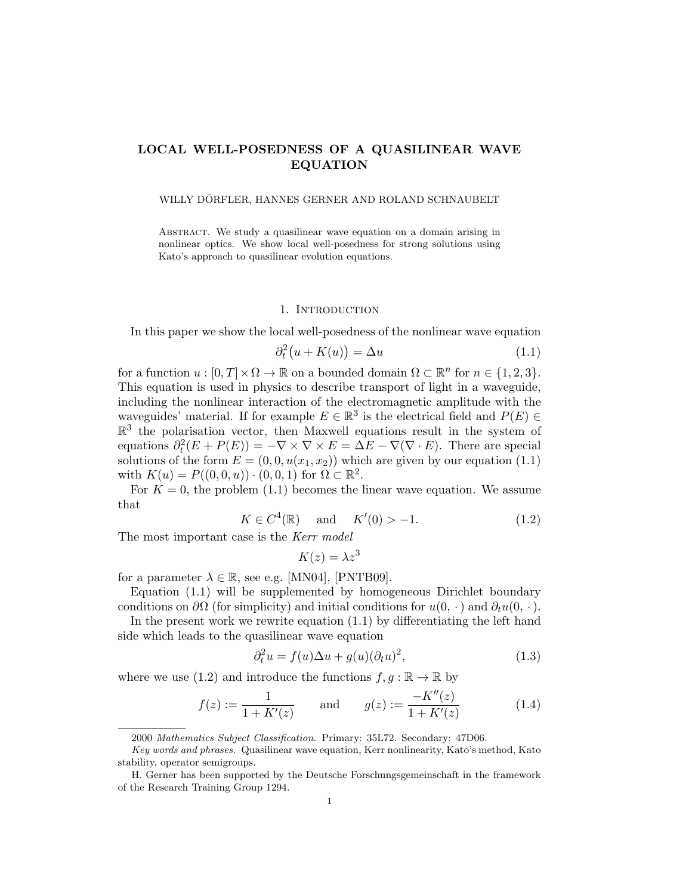# LOCAL WELL-POSEDNESS OF A QUASILINEAR WAVE EQUATION

WILLY DÖRFLER, HANNES GERNER AND ROLAND SCHNAUBELT

Abstract. We study a quasilinear wave equation on a domain arising in nonlinear optics. We show local well-posedness for strong solutions using Kato's approach to quasilinear evolution equations.

## 1. Introduction

In this paper we show the local well-posedness of the nonlinear wave equation

$$\partial_t^2\big(u + K(u)\big) = \Delta u \tag{1.1}$$

for a function $u : [0,T] \times \Omega \to \mathbb{R}$ on a bounded domain $\Omega \subset \mathbb{R}^n$ for $n \in \{1,2,3\}$. This equation is used in physics to describe transport of light in a waveguide, including the nonlinear interaction of the electromagnetic amplitude with the waveguides' material. If for example $E \in \mathbb{R}^3$ is the electrical field and $P(E) \in \mathbb{R}^3$ the polarisation vector, then Maxwell equations result in the system of equations $\partial_t^2(E + P(E)) = -\nabla \times \nabla \times E = \Delta E - \nabla(\nabla \cdot E)$. There are special solutions of the form $E = (0, 0, u(x_1, x_2))$ which are given by our equation (1.1) with $K(u) = P((0, 0, u)) \cdot (0, 0, 1)$ for $\Omega \subset \mathbb{R}^2$.

For $K = 0$, the problem (1.1) becomes the linear wave equation. We assume that

$$K \in C^4(\mathbb{R}) \quad \text{and} \quad K'(0) > -1. \tag{1.2}$$

The most important case is the *Kerr model*

$$K(z) = \lambda z^3$$

for a parameter $\lambda \in \mathbb{R}$, see e.g. [MN04], [PNTB09].

Equation (1.1) will be supplemented by homogeneous Dirichlet boundary conditions on $\partial\Omega$ (for simplicity) and initial conditions for $u(0, \cdot)$ and $\partial_t u(0, \cdot)$.

In the present work we rewrite equation (1.1) by differentiating the left hand side which leads to the quasilinear wave equation

$$\partial_t^2 u = f(u)\Delta u + g(u)(\partial_t u)^2, \tag{1.3}$$

where we use (1.2) and introduce the functions $f, g : \mathbb{R} \to \mathbb{R}$ by

$$f(z) := \frac{1}{1 + K'(z)} \qquad \text{and} \qquad g(z) := \frac{-K''(z)}{1 + K'(z)} \tag{1.4}$$

---

2000 *Mathematics Subject Classification.* Primary: 35L72. Secondary: 47D06.

*Key words and phrases.* Quasilinear wave equation, Kerr nonlinearity, Kato's method, Kato stability, operator semigroups.

H. Gerner has been supported by the Deutsche Forschungsgemeinschaft in the framework of the Research Training Group 1294.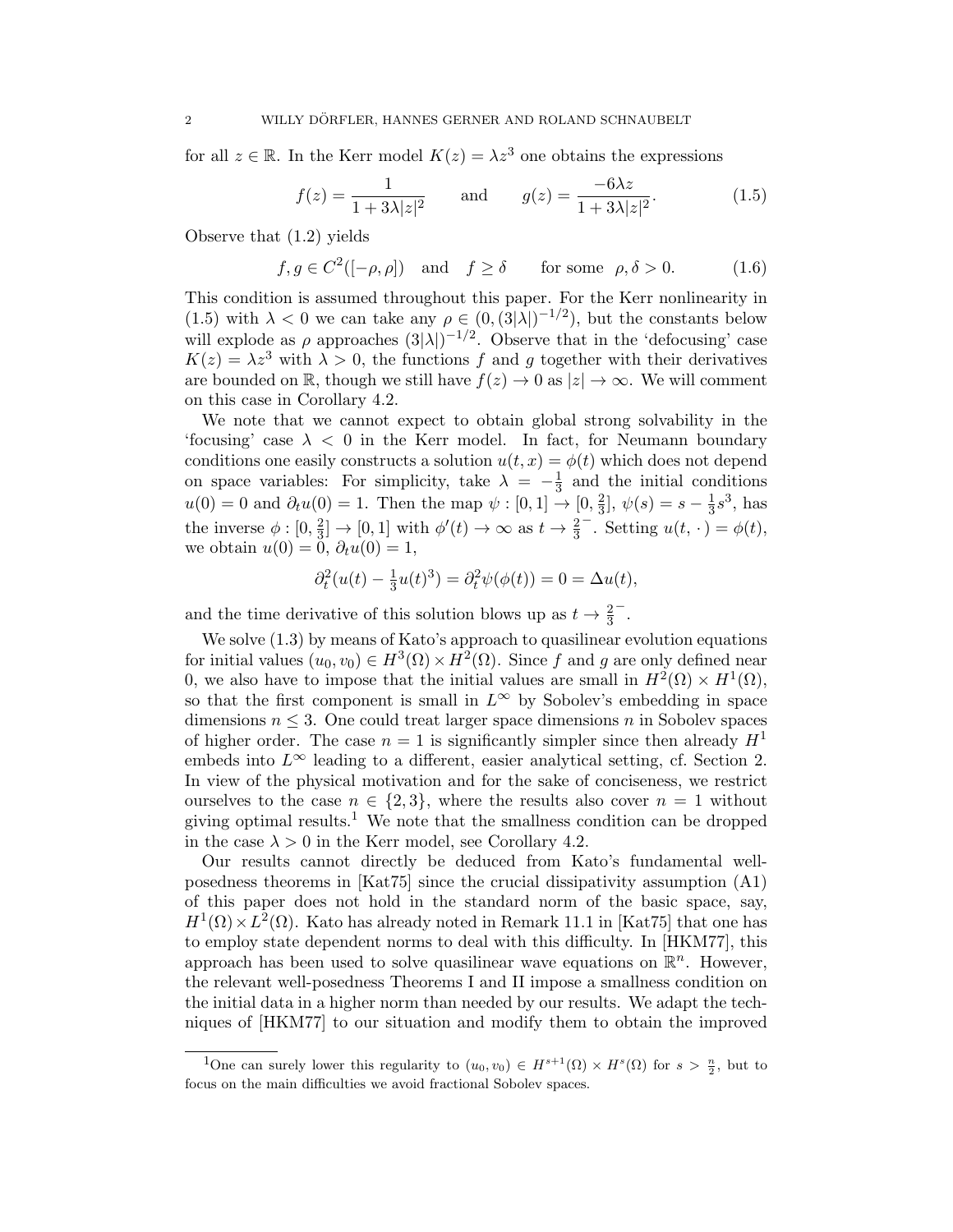for all $z \in \mathbb{R}$. In the Kerr model $K(z) = \lambda z^3$ one obtains the expressions

$$f(z) = \frac{1}{1 + 3\lambda |z|^2} \qquad \text{and} \qquad g(z) = \frac{-6\lambda z}{1 + 3\lambda |z|^2}. \tag{1.5}$$

Observe that (1.2) yields

$$f, g \in C^2([-\rho, \rho]) \quad \text{and} \quad f \geq \delta \qquad \text{for some} \quad \rho, \delta > 0. \tag{1.6}$$

This condition is assumed throughout this paper. For the Kerr nonlinearity in (1.5) with $\lambda < 0$ we can take any $\rho \in (0, (3|\lambda|)^{-1/2})$, but the constants below will explode as $\rho$ approaches $(3|\lambda|)^{-1/2}$. Observe that in the 'defocusing' case $K(z) = \lambda z^3$ with $\lambda > 0$, the functions $f$ and $g$ together with their derivatives are bounded on $\mathbb{R}$, though we still have $f(z) \to 0$ as $|z| \to \infty$. We will comment on this case in Corollary 4.2.

We note that we cannot expect to obtain global strong solvability in the 'focusing' case $\lambda < 0$ in the Kerr model. In fact, for Neumann boundary conditions one easily constructs a solution $u(t, x) = \phi(t)$ which does not depend on space variables: For simplicity, take $\lambda = -\frac{1}{3}$ and the initial conditions $u(0) = 0$ and $\partial_t u(0) = 1$. Then the map $\psi : [0, 1] \to [0, \frac{2}{3}]$, $\psi(s) = s - \frac{1}{3}s^3$, has the inverse $\phi : [0, \frac{2}{3}] \to [0, 1]$ with $\phi'(t) \to \infty$ as $t \to \frac{2}{3}^-$. Setting $u(t, \cdot) = \phi(t)$, we obtain $u(0) = 0$, $\partial_t u(0) = 1$,

$$\partial_t^2 (u(t) - \tfrac{1}{3} u(t)^3) = \partial_t^2 \psi(\phi(t)) = 0 = \Delta u(t),$$

and the time derivative of this solution blows up as $t \to \frac{2}{3}^-$.

We solve (1.3) by means of Kato's approach to quasilinear evolution equations for initial values $(u_0, v_0) \in H^3(\Omega) \times H^2(\Omega)$. Since $f$ and $g$ are only defined near 0, we also have to impose that the initial values are small in $H^2(\Omega) \times H^1(\Omega)$, so that the first component is small in $L^\infty$ by Sobolev's embedding in space dimensions $n \leq 3$. One could treat larger space dimensions $n$ in Sobolev spaces of higher order. The case $n = 1$ is significantly simpler since then already $H^1$ embeds into $L^\infty$ leading to a different, easier analytical setting, cf. Section 2. In view of the physical motivation and for the sake of conciseness, we restrict ourselves to the case $n \in \{2, 3\}$, where the results also cover $n = 1$ without giving optimal results.[1] We note that the smallness condition can be dropped in the case $\lambda > 0$ in the Kerr model, see Corollary 4.2.

Our results cannot directly be deduced from Kato's fundamental well-posedness theorems in [Kat75] since the crucial dissipativity assumption (A1) of this paper does not hold in the standard norm of the basic space, say, $H^1(\Omega) \times L^2(\Omega)$. Kato has already noted in Remark 11.1 in [Kat75] that one has to employ state dependent norms to deal with this difficulty. In [HKM77], this approach has been used to solve quasilinear wave equations on $\mathbb{R}^n$. However, the relevant well-posedness Theorems I and II impose a smallness condition on the initial data in a higher norm than needed by our results. We adapt the techniques of [HKM77] to our situation and modify them to obtain the improved

[1] One can surely lower this regularity to $(u_0, v_0) \in H^{s+1}(\Omega) \times H^s(\Omega)$ for $s > \frac{n}{2}$, but to focus on the main difficulties we avoid fractional Sobolev spaces.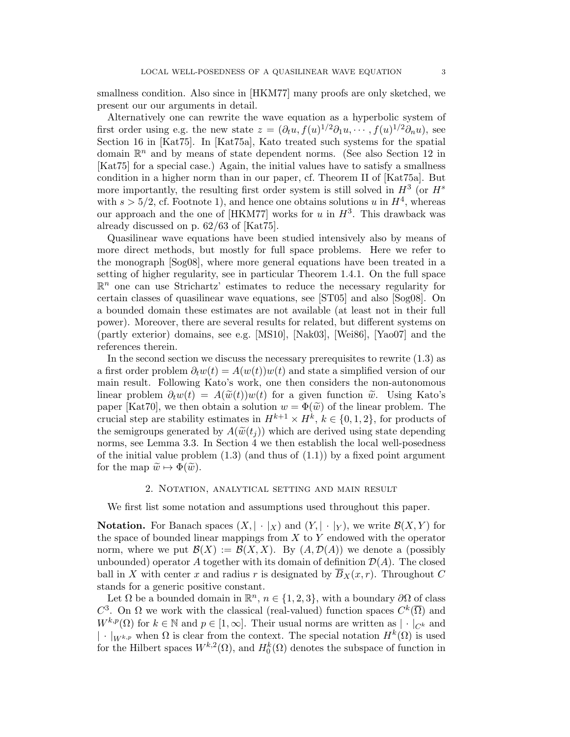smallness condition. Also since in [HKM77] many proofs are only sketched, we present our our arguments in detail.

Alternatively one can rewrite the wave equation as a hyperbolic system of first order using e.g. the new state $z = (\partial_t u, f(u)^{1/2}\partial_1 u, \cdots, f(u)^{1/2}\partial_n u)$, see Section 16 in [Kat75]. In [Kat75a], Kato treated such systems for the spatial domain $\mathbb{R}^n$ and by means of state dependent norms. (See also Section 12 in [Kat75] for a special case.) Again, the initial values have to satisfy a smallness condition in a higher norm than in our paper, cf. Theorem II of [Kat75a]. But more importantly, the resulting first order system is still solved in $H^3$ (or $H^s$ with $s > 5/2$, cf. Footnote 1), and hence one obtains solutions $u$ in $H^4$, whereas our approach and the one of [HKM77] works for $u$ in $H^3$. This drawback was already discussed on p. 62/63 of [Kat75].

Quasilinear wave equations have been studied intensively also by means of more direct methods, but mostly for full space problems. Here we refer to the monograph [Sog08], where more general equations have been treated in a setting of higher regularity, see in particular Theorem 1.4.1. On the full space $\mathbb{R}^n$ one can use Strichartz' estimates to reduce the necessary regularity for certain classes of quasilinear wave equations, see [ST05] and also [Sog08]. On a bounded domain these estimates are not available (at least not in their full power). Moreover, there are several results for related, but different systems on (partly exterior) domains, see e.g. [MS10], [Nak03], [Wei86], [Yao07] and the references therein.

In the second section we discuss the necessary prerequisites to rewrite (1.3) as a first order problem $\partial_t w(t) = A(w(t))w(t)$ and state a simplified version of our main result. Following Kato's work, one then considers the non-autonomous linear problem $\partial_t w(t) = A(\widetilde{w}(t))w(t)$ for a given function $\widetilde{w}$. Using Kato's paper [Kat70], we then obtain a solution $w = \Phi(\widetilde{w})$ of the linear problem. The crucial step are stability estimates in $H^{k+1} \times H^k$, $k \in \{0, 1, 2\}$, for products of the semigroups generated by $A(\widetilde{w}(t_j))$ which are derived using state depending norms, see Lemma 3.3. In Section 4 we then establish the local well-posedness of the initial value problem (1.3) (and thus of (1.1)) by a fixed point argument for the map $\widetilde{w} \mapsto \Phi(\widetilde{w})$.

## 2. Notation, analytical setting and main result

We first list some notation and assumptions used throughout this paper.

**Notation.** For Banach spaces $(X, |\cdot|_X)$ and $(Y, |\cdot|_Y)$, we write $\mathcal{B}(X, Y)$ for the space of bounded linear mappings from $X$ to $Y$ endowed with the operator norm, where we put $\mathcal{B}(X) := \mathcal{B}(X, X)$. By $(A, \mathcal{D}(A))$ we denote a (possibly unbounded) operator $A$ together with its domain of definition $\mathcal{D}(A)$. The closed ball in $X$ with center $x$ and radius $r$ is designated by $\overline{B}_X(x, r)$. Throughout $C$ stands for a generic positive constant.

Let $\Omega$ be a bounded domain in $\mathbb{R}^n$, $n \in \{1, 2, 3\}$, with a boundary $\partial\Omega$ of class $C^3$. On $\Omega$ we work with the classical (real-valued) function spaces $C^k(\overline{\Omega})$ and $W^{k,p}(\Omega)$ for $k \in \mathbb{N}$ and $p \in [1, \infty]$. Their usual norms are written as $|\cdot|_{C^k}$ and $|\cdot|_{W^{k,p}}$ when $\Omega$ is clear from the context. The special notation $H^k(\Omega)$ is used for the Hilbert spaces $W^{k,2}(\Omega)$, and $H_0^k(\Omega)$ denotes the subspace of function in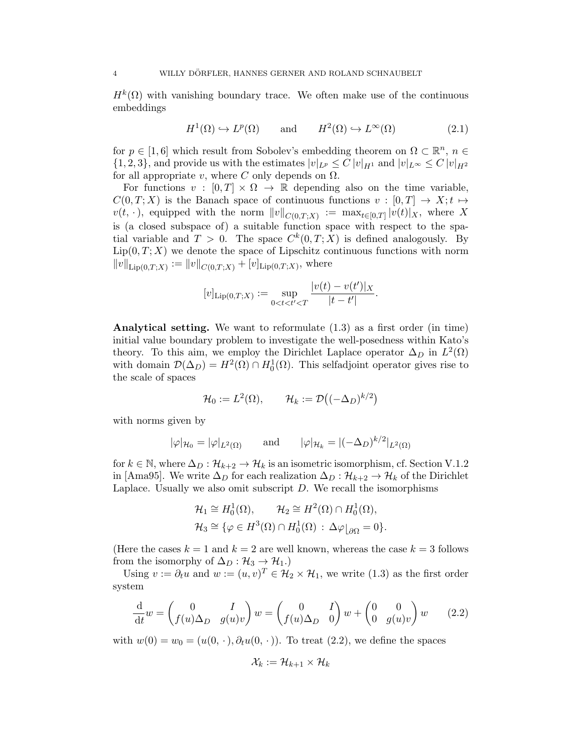$H^k(\Omega)$ with vanishing boundary trace. We often make use of the continuous embeddings

$$H^1(\Omega) \hookrightarrow L^p(\Omega) \qquad \text{and} \qquad H^2(\Omega) \hookrightarrow L^\infty(\Omega) \tag{2.1}$$

for $p \in [1, 6]$ which result from Sobolev's embedding theorem on $\Omega \subset \mathbb{R}^n$, $n \in \{1, 2, 3\}$, and provide us with the estimates $|v|_{L^p} \le C\,|v|_{H^1}$ and $|v|_{L^\infty} \le C\,|v|_{H^2}$ for all appropriate $v$, where $C$ only depends on $\Omega$.

For functions $v : [0,T] \times \Omega \to \mathbb{R}$ depending also on the time variable, $C(0,T;X)$ is the Banach space of continuous functions $v : [0,T] \to X; t \mapsto v(t,\,\cdot\,)$, equipped with the norm $\|v\|_{C(0,T;X)} := \max_{t\in[0,T]} |v(t)|_X$, where $X$ is (a closed subspace of) a suitable function space with respect to the spatial variable and $T > 0$. The space $C^k(0,T;X)$ is defined analogously. By $\mathrm{Lip}(0,T;X)$ we denote the space of Lipschitz continuous functions with norm $\|v\|_{\mathrm{Lip}(0,T;X)} := \|v\|_{C(0,T;X)} + [v]_{\mathrm{Lip}(0,T;X)}$, where

$$[v]_{\mathrm{Lip}(0,T;X)} := \sup_{0<t<t'<T} \frac{|v(t) - v(t')|_X}{|t - t'|}.$$

**Analytical setting.** We want to reformulate (1.3) as a first order (in time) initial value boundary problem to investigate the well-posedness within Kato's theory. To this aim, we employ the Dirichlet Laplace operator $\Delta_D$ in $L^2(\Omega)$ with domain $\mathcal{D}(\Delta_D) = H^2(\Omega) \cap H^1_0(\Omega)$. This selfadjoint operator gives rise to the scale of spaces

$$\mathcal{H}_0 := L^2(\Omega), \qquad \mathcal{H}_k := \mathcal{D}\big((-\Delta_D)^{k/2}\big)$$

with norms given by

$$|\varphi|_{\mathcal{H}_0} = |\varphi|_{L^2(\Omega)} \qquad \text{and} \qquad |\varphi|_{\mathcal{H}_k} = |(-\Delta_D)^{k/2}|_{L^2(\Omega)}$$

for $k \in \mathbb{N}$, where $\Delta_D : \mathcal{H}_{k+2} \to \mathcal{H}_k$ is an isometric isomorphism, cf. Section V.1.2 in [Ama95]. We write $\Delta_D$ for each realization $\Delta_D : \mathcal{H}_{k+2} \to \mathcal{H}_k$ of the Dirichlet Laplace. Usually we also omit subscript $D$. We recall the isomorphisms

$$\begin{aligned} &\mathcal{H}_1 \cong H^1_0(\Omega), \qquad \mathcal{H}_2 \cong H^2(\Omega) \cap H^1_0(\Omega), \\ &\mathcal{H}_3 \cong \{\varphi \in H^3(\Omega) \cap H^1_0(\Omega) \,:\, \Delta\varphi\big|_{\partial\Omega} = 0\}. \end{aligned}$$

(Here the cases $k = 1$ and $k = 2$ are well known, whereas the case $k = 3$ follows from the isomorphy of $\Delta_D : \mathcal{H}_3 \to \mathcal{H}_1$.)

Using $v := \partial_t u$ and $w := (u, v)^T \in \mathcal{H}_2 \times \mathcal{H}_1$, we write (1.3) as the first order system

$$\frac{\mathrm{d}}{\mathrm{d}t} w = \begin{pmatrix} 0 & I \\ f(u)\Delta_D & g(u)v \end{pmatrix} w = \begin{pmatrix} 0 & I \\ f(u)\Delta_D & 0 \end{pmatrix} w + \begin{pmatrix} 0 & 0 \\ 0 & g(u)v \end{pmatrix} w \tag{2.2}$$

with $w(0) = w_0 = (u(0,\,\cdot\,), \partial_t u(0,\,\cdot\,))$. To treat (2.2), we define the spaces

$$\mathcal{X}_k := \mathcal{H}_{k+1} \times \mathcal{H}_k$$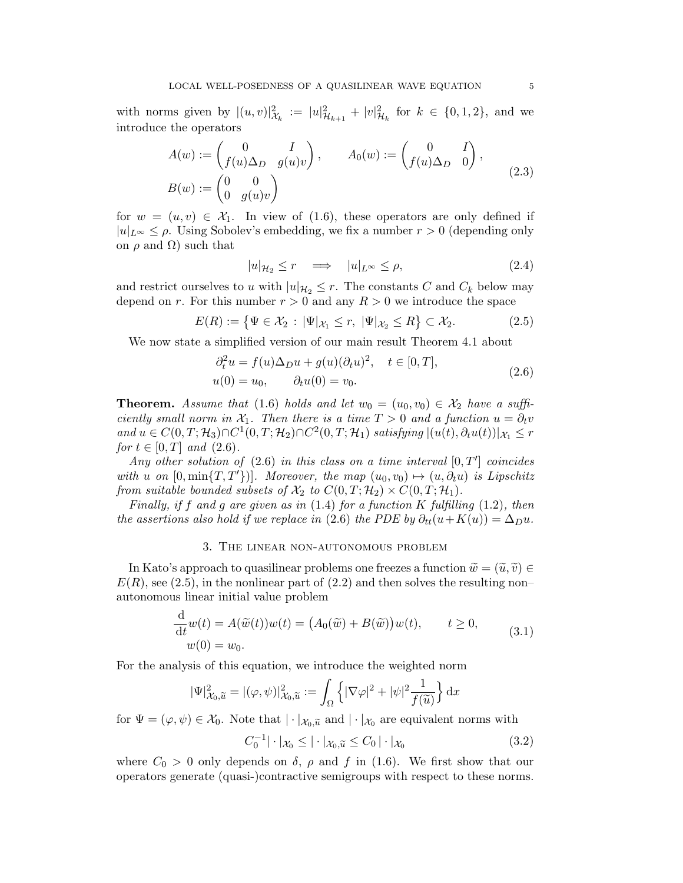with norms given by $|(u,v)|^2_{\mathcal{X}_k} := |u|^2_{\mathcal{H}_{k+1}} + |v|^2_{\mathcal{H}_k}$ for $k \in \{0,1,2\}$, and we introduce the operators

$$
\begin{aligned}
A(w) &:= \begin{pmatrix} 0 & I \\ f(u)\Delta_D & g(u)v \end{pmatrix}, \qquad A_0(w) := \begin{pmatrix} 0 & I \\ f(u)\Delta_D & 0 \end{pmatrix}, \\
B(w) &:= \begin{pmatrix} 0 & 0 \\ 0 & g(u)v \end{pmatrix}
\end{aligned}
\tag{2.3}
$$

for $w = (u,v) \in \mathcal{X}_1$. In view of (1.6), these operators are only defined if $|u|_{L^\infty} \leq \rho$. Using Sobolev's embedding, we fix a number $r > 0$ (depending only on $\rho$ and $\Omega$) such that

$$
|u|_{\mathcal{H}_2} \leq r \quad \Longrightarrow \quad |u|_{L^\infty} \leq \rho, \tag{2.4}
$$

and restrict ourselves to $u$ with $|u|_{\mathcal{H}_2} \leq r$. The constants $C$ and $C_k$ below may depend on $r$. For this number $r > 0$ and any $R > 0$ we introduce the space

$$
E(R) := \left\{ \Psi \in \mathcal{X}_2 \, : \, |\Psi|_{\mathcal{X}_1} \leq r, \; |\Psi|_{\mathcal{X}_2} \leq R \right\} \subset \mathcal{X}_2. \tag{2.5}
$$

We now state a simplified version of our main result Theorem 4.1 about

$$
\begin{aligned}
&\partial_t^2 u = f(u)\Delta_D u + g(u)(\partial_t u)^2, \quad t \in [0,T], \\
&u(0) = u_0, \qquad \partial_t u(0) = v_0.
\end{aligned}
\tag{2.6}
$$

**Theorem.** *Assume that (1.6) holds and let $w_0 = (u_0, v_0) \in \mathcal{X}_2$ have a sufficiently small norm in $\mathcal{X}_1$. Then there is a time $T > 0$ and a function $u = \partial_t v$ and $u \in C(0,T;\mathcal{H}_3) \cap C^1(0,T;\mathcal{H}_2) \cap C^2(0,T;\mathcal{H}_1)$ satisfying $|(u(t), \partial_t u(t))|_{\mathcal{X}_1} \leq r$ for $t \in [0,T]$ and (2.6).*

*Any other solution of (2.6) in this class on a time interval $[0,T')$ coincides with $u$ on $[0, \min\{T,T'\})]$. Moreover, the map $(u_0, v_0) \mapsto (u, \partial_t u)$ is Lipschitz from suitable bounded subsets of $\mathcal{X}_2$ to $C(0,T;\mathcal{H}_2) \times C(0,T;\mathcal{H}_1)$.*

*Finally, if $f$ and $g$ are given as in (1.4) for a function $K$ fulfilling (1.2), then the assertions also hold if we replace in (2.6) the PDE by $\partial_{tt}(u + K(u)) = \Delta_D u$.*

## 3. The linear non-autonomous problem

In Kato's approach to quasilinear problems one freezes a function $\widetilde{w} = (\widetilde{u}, \widetilde{v}) \in E(R)$, see (2.5), in the nonlinear part of (2.2) and then solves the resulting non–autonomous linear initial value problem

$$
\begin{aligned}
&\frac{\mathrm{d}}{\mathrm{d}t} w(t) = A(\widetilde{w}(t))w(t) = \big(A_0(\widetilde{w}) + B(\widetilde{w})\big)w(t), \qquad t \geq 0, \\
&\; w(0) = w_0.
\end{aligned}
\tag{3.1}
$$

For the analysis of this equation, we introduce the weighted norm

$$
|\Psi|^2_{\mathcal{X}_0,\widetilde{u}} = |(\varphi,\psi)|^2_{\mathcal{X}_0,\widetilde{u}} := \int_\Omega \Big\{ |\nabla \varphi|^2 + |\psi|^2 \frac{1}{f(\widetilde{u})} \Big\} \, \mathrm{d}x
$$

for $\Psi = (\varphi, \psi) \in \mathcal{X}_0$. Note that $|\cdot|_{\mathcal{X}_0,\widetilde{u}}$ and $|\cdot|_{\mathcal{X}_0}$ are equivalent norms with

$$
C_0^{-1} |\cdot|_{\mathcal{X}_0} \leq |\cdot|_{\mathcal{X}_0,\widetilde{u}} \leq C_0 \, |\cdot|_{\mathcal{X}_0} \tag{3.2}
$$

where $C_0 > 0$ only depends on $\delta$, $\rho$ and $f$ in (1.6). We first show that our operators generate (quasi-)contractive semigroups with respect to these norms.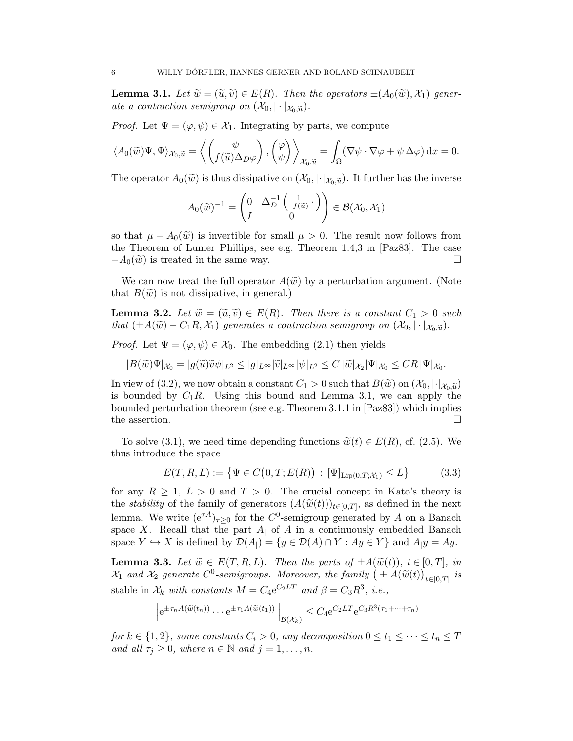**Lemma 3.1.** *Let $\widetilde{w} = (\widetilde{u}, \widetilde{v}) \in E(R)$. Then the operators $\pm(A_0(\widetilde{w}), \mathcal{X}_1)$ generate a contraction semigroup on $(\mathcal{X}_0, |\cdot|_{\mathcal{X}_0,\widetilde{u}})$.*

*Proof.* Let $\Psi = (\varphi, \psi) \in \mathcal{X}_1$. Integrating by parts, we compute

$$\langle A_0(\widetilde{w})\Psi, \Psi\rangle_{\mathcal{X}_0,\widetilde{u}} = \left\langle \begin{pmatrix} \psi \\ f(\widetilde{u})\Delta_D\varphi \end{pmatrix}, \begin{pmatrix} \varphi \\ \psi \end{pmatrix} \right\rangle_{\mathcal{X}_0,\widetilde{u}} = \int_\Omega (\nabla\psi \cdot \nabla\varphi + \psi\,\Delta\varphi)\,\mathrm{d}x = 0.$$

The operator $A_0(\widetilde{w})$ is thus dissipative on $(\mathcal{X}_0, |\cdot|_{\mathcal{X}_0,\widetilde{u}})$. It further has the inverse

$$A_0(\widetilde{w})^{-1} = \begin{pmatrix} 0 & \Delta_D^{-1}\left(\frac{1}{f(\widetilde{u})}\,\cdot\right) \\ I & 0 \end{pmatrix} \in \mathcal{B}(\mathcal{X}_0, \mathcal{X}_1)$$

so that $\mu - A_0(\widetilde{w})$ is invertible for small $\mu > 0$. The result now follows from the Theorem of Lumer–Phillips, see e.g. Theorem 1.4,3 in [Paz83]. The case $-A_0(\widetilde{w})$ is treated in the same way. $\square$

We can now treat the full operator $A(\widetilde{w})$ by a perturbation argument. (Note that $B(\widetilde{w})$ is not dissipative, in general.)

**Lemma 3.2.** *Let $\widetilde{w} = (\widetilde{u}, \widetilde{v}) \in E(R)$. Then there is a constant $C_1 > 0$ such that $(\pm A(\widetilde{w}) - C_1 R, \mathcal{X}_1)$ generates a contraction semigroup on $(\mathcal{X}_0, |\cdot|_{\mathcal{X}_0,\widetilde{u}})$.*

*Proof.* Let $\Psi = (\varphi, \psi) \in \mathcal{X}_0$. The embedding (2.1) then yields

$$|B(\widetilde{w})\Psi|_{\mathcal{X}_0} = |g(\widetilde{u})\widetilde{v}\psi|_{L^2} \le |g|_{L^\infty}|\widetilde{v}|_{L^\infty}|\psi|_{L^2} \le C\,|\widetilde{w}|_{\mathcal{X}_2}|\Psi|_{\mathcal{X}_0} \le CR\,|\Psi|_{\mathcal{X}_0}.$$

In view of (3.2), we now obtain a constant $C_1 > 0$ such that $B(\widetilde{w})$ on $(\mathcal{X}_0, |\cdot|_{\mathcal{X}_0,\widetilde{u}})$ is bounded by $C_1 R$. Using this bound and Lemma 3.1, we can apply the bounded perturbation theorem (see e.g. Theorem 3.1.1 in [Paz83]) which implies the assertion. $\square$

To solve (3.1), we need time depending functions $\widetilde{w}(t) \in E(R)$, cf. (2.5). We thus introduce the space

$$E(T, R, L) := \left\{\Psi \in C\big(0, T; E(R)\big) \,:\, [\Psi]_{\mathrm{Lip}(0,T;\mathcal{X}_1)} \le L\right\} \tag{3.3}$$

for any $R \ge 1$, $L > 0$ and $T > 0$. The crucial concept in Kato's theory is the *stability* of the family of generators $(A(\widetilde{w}(t)))_{t\in[0,T]}$, as defined in the next lemma. We write $(\mathrm{e}^{\tau A})_{\tau\ge 0}$ for the $C^0$-semigroup generated by $A$ on a Banach space $X$. Recall that the part $A_|$ of $A$ in a continuously embedded Banach space $Y \hookrightarrow X$ is defined by $\mathcal{D}(A_|) = \{y \in \mathcal{D}(A) \cap Y : Ay \in Y\}$ and $A_| y = Ay$.

**Lemma 3.3.** *Let $\widetilde{w} \in E(T, R, L)$. Then the parts of $\pm A(\widetilde{w}(t))$, $t \in [0, T]$, in $\mathcal{X}_1$ and $\mathcal{X}_2$ generate $C^0$-semigroups. Moreover, the family $\big(\pm A(\widetilde{w}(t))\big)_{t\in[0,T]}$ is* stable in $\mathcal{X}_k$ *with constants $M = C_4\mathrm{e}^{C_2 LT}$ and $\beta = C_3 R^3$, i.e.,*

$$\left\| \mathrm{e}^{\pm\tau_n A(\widetilde{w}(t_n))} \cdots \mathrm{e}^{\pm\tau_1 A(\widetilde{w}(t_1))} \right\|_{\mathcal{B}(\mathcal{X}_k)} \le C_4\mathrm{e}^{C_2 LT}\mathrm{e}^{C_3 R^3(\tau_1+\cdots+\tau_n)}$$

*for $k \in \{1, 2\}$, some constants $C_i > 0$, any decomposition $0 \le t_1 \le \cdots \le t_n \le T$ and all $\tau_j \ge 0$, where $n \in \mathbb{N}$ and $j = 1, \ldots, n$.*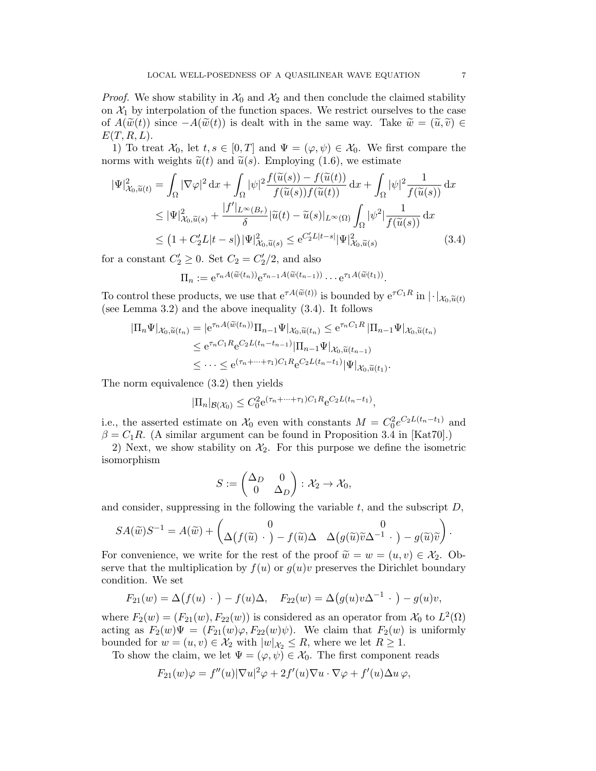*Proof.* We show stability in $\mathcal{X}_0$ and $\mathcal{X}_2$ and then conclude the claimed stability on $\mathcal{X}_1$ by interpolation of the function spaces. We restrict ourselves to the case of $A(\widetilde{w}(t))$ since $-A(\widetilde{w}(t))$ is dealt with in the same way. Take $\widetilde{w} = (\widetilde{u}, \widetilde{v}) \in E(T, R, L)$.

1) To treat $\mathcal{X}_0$, let $t, s \in [0, T]$ and $\Psi = (\varphi, \psi) \in \mathcal{X}_0$. We first compare the norms with weights $\widetilde{u}(t)$ and $\widetilde{u}(s)$. Employing (1.6), we estimate

$$
\begin{aligned}
|\Psi|^2_{\mathcal{X}_0, \widetilde{u}(t)} &= \int_\Omega |\nabla \varphi|^2 \, \mathrm{d}x + \int_\Omega |\psi|^2 \frac{f(\widetilde{u}(s)) - f(\widetilde{u}(t))}{f(\widetilde{u}(s)) f(\widetilde{u}(t))} \, \mathrm{d}x + \int_\Omega |\psi|^2 \frac{1}{f(\widetilde{u}(s))} \, \mathrm{d}x \\
&\leq |\Psi|^2_{\mathcal{X}_0, \widetilde{u}(s)} + \frac{|f'|_{L^\infty(B_r)}}{\delta} |\widetilde{u}(t) - \widetilde{u}(s)|_{L^\infty(\Omega)} \int_\Omega |\psi^2| \frac{1}{f(\widetilde{u}(s))} \, \mathrm{d}x \\
&\leq \big(1 + C_2' L |t-s|\big) |\Psi|^2_{\mathcal{X}_0, \widetilde{u}(s)} \leq \mathrm{e}^{C_2' L |t-s|} |\Psi|^2_{\mathcal{X}_0, \widetilde{u}(s)}
\end{aligned} \tag{3.4}
$$

for a constant $C_2' \geq 0$. Set $C_2 = C_2'/2$, and also

$$
\Pi_n := \mathrm{e}^{\tau_n A(\widetilde{w}(t_n))} \mathrm{e}^{\tau_{n-1} A(\widetilde{w}(t_{n-1}))} \cdots \mathrm{e}^{\tau_1 A(\widetilde{w}(t_1))}.
$$

To control these products, we use that $\mathrm{e}^{\tau A(\widetilde{w}(t))}$ is bounded by $\mathrm{e}^{\tau C_1 R}$ in $|\cdot|_{\mathcal{X}_0, \widetilde{u}(t)}$ (see Lemma 3.2) and the above inequality (3.4). It follows

$$
\begin{aligned}
|\Pi_n \Psi|_{\mathcal{X}_0, \widetilde{u}(t_n)} &= |\mathrm{e}^{\tau_n A(\widetilde{w}(t_n))} \Pi_{n-1} \Psi|_{\mathcal{X}_0, \widetilde{u}(t_n)} \leq \mathrm{e}^{\tau_n C_1 R} |\Pi_{n-1} \Psi|_{\mathcal{X}_0, \widetilde{u}(t_n)} \\
&\leq \mathrm{e}^{\tau_n C_1 R} \mathrm{e}^{C_2 L (t_n - t_{n-1})} |\Pi_{n-1} \Psi|_{\mathcal{X}_0, \widetilde{u}(t_{n-1})} \\
&\leq \cdots \leq \mathrm{e}^{(\tau_n + \cdots + \tau_1) C_1 R} \mathrm{e}^{C_2 L (t_n - t_1)} |\Psi|_{\mathcal{X}_0, \widetilde{u}(t_1)}.
\end{aligned}
$$

The norm equivalence (3.2) then yields

$$
|\Pi_n|_{\mathcal{B}(\mathcal{X}_0)} \leq C_0^2 \mathrm{e}^{(\tau_n + \cdots + \tau_1) C_1 R} \mathrm{e}^{C_2 L (t_n - t_1)},
$$

i.e., the asserted estimate on $\mathcal{X}_0$ even with constants $M = C_0^2 e^{C_2 L (t_n - t_1)}$ and $\beta = C_1 R$. (A similar argument can be found in Proposition 3.4 in [Kat70].)

2) Next, we show stability on $\mathcal{X}_2$. For this purpose we define the isometric isomorphism

$$
S := \begin{pmatrix} \Delta_D & 0 \\ 0 & \Delta_D \end{pmatrix} : \mathcal{X}_2 \to \mathcal{X}_0,
$$

and consider, suppressing in the following the variable $t$, and the subscript $D$,

$$
S A(\widetilde{w}) S^{-1} = A(\widetilde{w}) + \begin{pmatrix} 0 & 0 \\ \Delta\big(f(\widetilde{u}) \,\cdot\,\big) - f(\widetilde{u}) \Delta & \Delta\big(g(\widetilde{u}) \widetilde{v} \Delta^{-1} \,\cdot\,\big) - g(\widetilde{u}) \widetilde{v} \end{pmatrix}.
$$

For convenience, we write for the rest of the proof $\widetilde{w} = w = (u, v) \in \mathcal{X}_2$. Observe that the multiplication by $f(u)$ or $g(u)v$ preserves the Dirichlet boundary condition. We set

$$
F_{21}(w) = \Delta\big(f(u) \,\cdot\,\big) - f(u) \Delta, \quad F_{22}(w) = \Delta\big(g(u) v \Delta^{-1} \,\cdot\,\big) - g(u) v,
$$

where $F_2(w) = (F_{21}(w), F_{22}(w))$ is considered as an operator from $\mathcal{X}_0$ to $L^2(\Omega)$ acting as $F_2(w)\Psi = (F_{21}(w)\varphi, F_{22}(w)\psi)$. We claim that $F_2(w)$ is uniformly bounded for $w = (u, v) \in \mathcal{X}_2$ with $|w|_{\mathcal{X}_2} \leq R$, where we let $R \geq 1$.

To show the claim, we let $\Psi = (\varphi, \psi) \in \mathcal{X}_0$. The first component reads

$$
F_{21}(w)\varphi = f''(u) |\nabla u|^2 \varphi + 2 f'(u) \nabla u \cdot \nabla \varphi + f'(u) \Delta u \, \varphi,
$$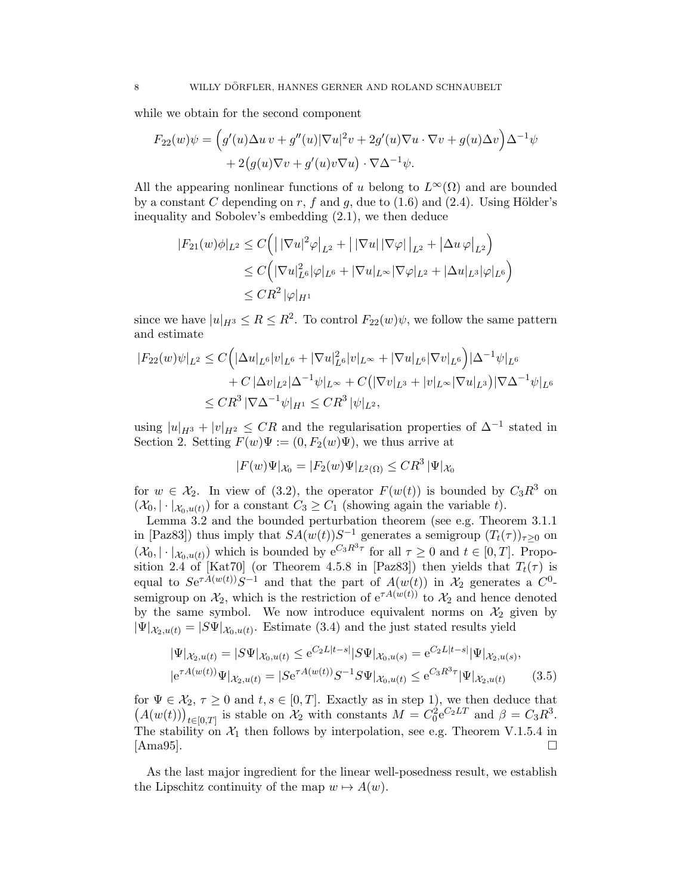while we obtain for the second component

$$F_{22}(w)\psi = \Big(g'(u)\Delta u\, v + g''(u)|\nabla u|^2 v + 2g'(u)\nabla u\cdot\nabla v + g(u)\Delta v\Big)\Delta^{-1}\psi \\ + 2\big(g(u)\nabla v + g'(u)v\nabla u\big)\cdot\nabla\Delta^{-1}\psi.$$

All the appearing nonlinear functions of $u$ belong to $L^\infty(\Omega)$ and are bounded by a constant $C$ depending on $r$, $f$ and $g$, due to (1.6) and (2.4). Using Hölder's inequality and Sobolev's embedding (2.1), we then deduce

$$\begin{aligned}|F_{21}(w)\phi|_{L^2} &\le C\Big(\big|\,|\nabla u|^2\varphi\big|_{L^2} + \big|\,|\nabla u|\,|\nabla\varphi|\,\big|_{L^2} + \big|\Delta u\,\varphi\big|_{L^2}\Big)\\ &\le C\Big(|\nabla u|_{L^6}^2|\varphi|_{L^6} + |\nabla u|_{L^\infty}|\nabla\varphi|_{L^2} + |\Delta u|_{L^3}|\varphi|_{L^6}\Big)\\ &\le CR^2\,|\varphi|_{H^1}\end{aligned}$$

since we have $|u|_{H^3}\le R\le R^2$. To control $F_{22}(w)\psi$, we follow the same pattern and estimate

$$\begin{aligned}|F_{22}(w)\psi|_{L^2} &\le C\Big(|\Delta u|_{L^6}|v|_{L^6} + |\nabla u|_{L^6}^2|v|_{L^\infty} + |\nabla u|_{L^6}|\nabla v|_{L^6}\Big)|\Delta^{-1}\psi|_{L^6}\\ &\quad + C\,|\Delta v|_{L^2}|\Delta^{-1}\psi|_{L^\infty} + C\big(|\nabla v|_{L^3} + |v|_{L^\infty}|\nabla u|_{L^3}\big)|\nabla\Delta^{-1}\psi|_{L^6}\\ &\le CR^3\,|\nabla\Delta^{-1}\psi|_{H^1} \le CR^3\,|\psi|_{L^2},\end{aligned}$$

using $|u|_{H^3} + |v|_{H^2}\le CR$ and the regularisation properties of $\Delta^{-1}$ stated in Section 2. Setting $F(w)\Psi := (0, F_2(w)\Psi)$, we thus arrive at

$$|F(w)\Psi|_{\mathcal{X}_0} = |F_2(w)\Psi|_{L^2(\Omega)} \le CR^3\,|\Psi|_{\mathcal{X}_0}$$

for $w\in\mathcal{X}_2$. In view of (3.2), the operator $F(w(t))$ is bounded by $C_3R^3$ on $(\mathcal{X}_0, |\cdot|_{\mathcal{X}_0,u(t)})$ for a constant $C_3\ge C_1$ (showing again the variable $t$).

Lemma 3.2 and the bounded perturbation theorem (see e.g. Theorem 3.1.1 in [Paz83]) thus imply that $SA(w(t))S^{-1}$ generates a semigroup $(T_t(\tau))_{\tau\ge 0}$ on $(\mathcal{X}_0, |\cdot|_{\mathcal{X}_0,u(t)})$ which is bounded by $e^{C_3R^3\tau}$ for all $\tau\ge 0$ and $t\in[0,T]$. Proposition 2.4 of [Kat70] (or Theorem 4.5.8 in [Paz83]) then yields that $T_t(\tau)$ is equal to $Se^{\tau A(w(t))}S^{-1}$ and that the part of $A(w(t))$ in $\mathcal{X}_2$ generates a $C^0$-semigroup on $\mathcal{X}_2$, which is the restriction of $e^{\tau A(w(t))}$ to $\mathcal{X}_2$ and hence denoted by the same symbol. We now introduce equivalent norms on $\mathcal{X}_2$ given by $|\Psi|_{\mathcal{X}_2,u(t)} = |S\Psi|_{\mathcal{X}_0,u(t)}$. Estimate (3.4) and the just stated results yield

$$\begin{aligned}|\Psi|_{\mathcal{X}_2,u(t)} &= |S\Psi|_{\mathcal{X}_0,u(t)} \le e^{C_2L|t-s|}|S\Psi|_{\mathcal{X}_0,u(s)} = e^{C_2L|t-s|}|\Psi|_{\mathcal{X}_2,u(s)},\\ |e^{\tau A(w(t))}\Psi|_{\mathcal{X}_2,u(t)} &= |Se^{\tau A(w(t))}S^{-1}S\Psi|_{\mathcal{X}_0,u(t)} \le e^{C_3R^3\tau}|\Psi|_{\mathcal{X}_2,u(t)}\end{aligned} \tag{3.5}$$

for $\Psi\in\mathcal{X}_2$, $\tau\ge 0$ and $t,s\in[0,T]$. Exactly as in step 1), we then deduce that $\big(A(w(t))\big)_{t\in[0,T]}$ is stable on $\mathcal{X}_2$ with constants $M = C_0^2e^{C_2LT}$ and $\beta = C_3R^3$. The stability on $\mathcal{X}_1$ then follows by interpolation, see e.g. Theorem V.1.5.4 in [Ama95]. □

As the last major ingredient for the linear well-posedness result, we establish the Lipschitz continuity of the map $w\mapsto A(w)$.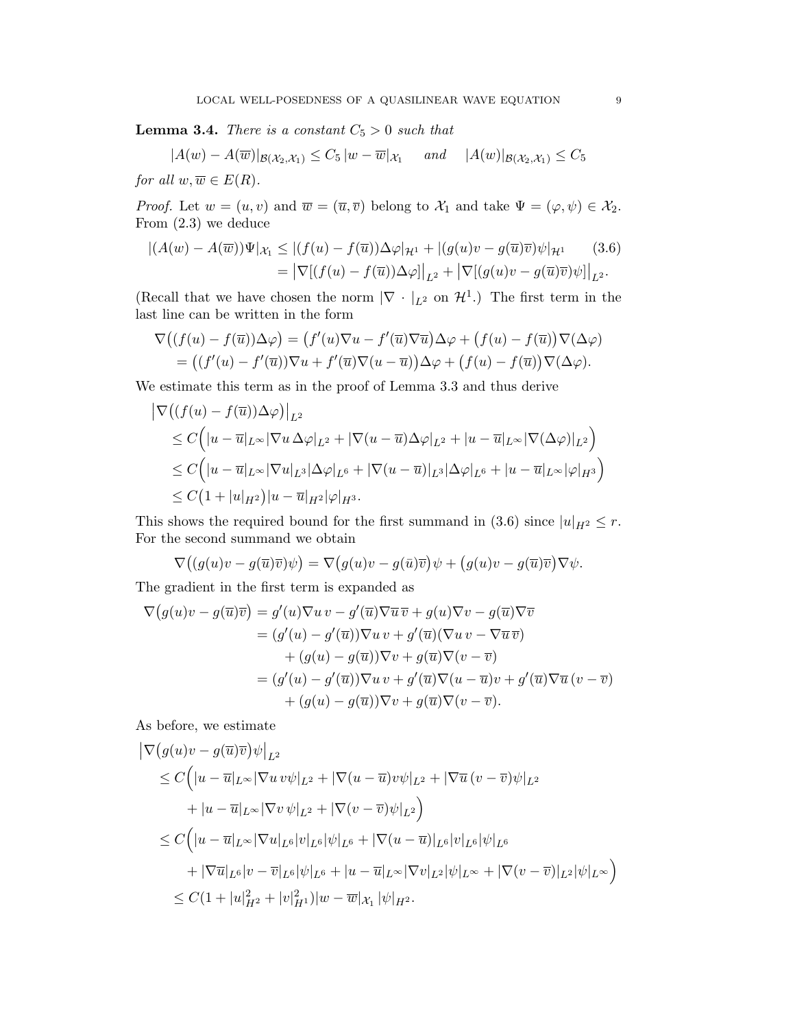**Lemma 3.4.** *There is a constant $C_5 > 0$ such that*

$$|A(w) - A(\overline{w})|_{\mathcal{B}(\mathcal{X}_2,\mathcal{X}_1)} \le C_5\, |w - \overline{w}|_{\mathcal{X}_1} \quad \text{and} \quad |A(w)|_{\mathcal{B}(\mathcal{X}_2,\mathcal{X}_1)} \le C_5$$

*for all $w, \overline{w} \in E(R)$.*

*Proof.* Let $w = (u, v)$ and $\overline{w} = (\overline{u}, \overline{v})$ belong to $\mathcal{X}_1$ and take $\Psi = (\varphi, \psi) \in \mathcal{X}_2$. From (2.3) we deduce

$$\begin{aligned} |(A(w) - A(\overline{w}))\Psi|_{\mathcal{X}_1} &\le |(f(u) - f(\overline{u}))\Delta\varphi|_{\mathcal{H}^1} + |(g(u)v - g(\overline{u})\overline{v})\psi|_{\mathcal{H}^1} \qquad (3.6)\\ &= \big|\nabla[(f(u) - f(\overline{u}))\Delta\varphi]\big|_{L^2} + \big|\nabla[(g(u)v - g(\overline{u})\overline{v})\psi]\big|_{L^2}. \end{aligned}$$

(Recall that we have chosen the norm $|\nabla \cdot|_{L^2}$ on $\mathcal{H}^1$.) The first term in the last line can be written in the form

$$\begin{aligned} \nabla\big((f(u) - f(\overline{u}))\Delta\varphi\big) &= \big(f'(u)\nabla u - f'(\overline{u})\nabla\overline{u}\big)\Delta\varphi + \big(f(u) - f(\overline{u})\big)\nabla(\Delta\varphi)\\ &= \big((f'(u) - f'(\overline{u}))\nabla u + f'(\overline{u})\nabla(u - \overline{u})\big)\Delta\varphi + \big(f(u) - f(\overline{u})\big)\nabla(\Delta\varphi). \end{aligned}$$

We estimate this term as in the proof of Lemma 3.3 and thus derive

$$\begin{aligned} &\big|\nabla\big((f(u) - f(\overline{u}))\Delta\varphi\big)\big|_{L^2}\\ &\quad\le C\Big(|u - \overline{u}|_{L^\infty}|\nabla u\,\Delta\varphi|_{L^2} + |\nabla(u - \overline{u})\Delta\varphi|_{L^2} + |u - \overline{u}|_{L^\infty}|\nabla(\Delta\varphi)|_{L^2}\Big)\\ &\quad\le C\Big(|u - \overline{u}|_{L^\infty}|\nabla u|_{L^3}|\Delta\varphi|_{L^6} + |\nabla(u - \overline{u})|_{L^3}|\Delta\varphi|_{L^6} + |u - \overline{u}|_{L^\infty}|\varphi|_{H^3}\Big)\\ &\quad\le C\big(1 + |u|_{H^2}\big)|u - \overline{u}|_{H^2}|\varphi|_{H^3}. \end{aligned}$$

This shows the required bound for the first summand in (3.6) since $|u|_{H^2} \le r$. For the second summand we obtain

$$\nabla\big((g(u)v - g(\overline{u})\overline{v})\psi\big) = \nabla\big(g(u)v - g(\bar{u})\overline{v}\big)\psi + \big(g(u)v - g(\overline{u})\overline{v}\big)\nabla\psi.$$

The gradient in the first term is expanded as

$$\begin{aligned} \nabla\big(g(u)v - g(\overline{u})\overline{v}\big) &= g'(u)\nabla u\, v - g'(\overline{u})\nabla\overline{u}\,\overline{v} + g(u)\nabla v - g(\overline{u})\nabla\overline{v}\\ &= (g'(u) - g'(\overline{u}))\nabla u\, v + g'(\overline{u})(\nabla u\, v - \nabla\overline{u}\,\overline{v})\\ &\qquad + (g(u) - g(\overline{u}))\nabla v + g(\overline{u})\nabla(v - \overline{v})\\ &= (g'(u) - g'(\overline{u}))\nabla u\, v + g'(\overline{u})\nabla(u - \overline{u})v + g'(\overline{u})\nabla\overline{u}\,(v - \overline{v})\\ &\qquad + (g(u) - g(\overline{u}))\nabla v + g(\overline{u})\nabla(v - \overline{v}). \end{aligned}$$

As before, we estimate

$$\begin{aligned} &\big|\nabla\big(g(u)v - g(\overline{u})\overline{v}\big)\psi\big|_{L^2}\\ &\quad\le C\Big(|u - \overline{u}|_{L^\infty}|\nabla u\, v\psi|_{L^2} + |\nabla(u - \overline{u})v\psi|_{L^2} + |\nabla\overline{u}\,(v - \overline{v})\psi|_{L^2}\\ &\qquad\quad + |u - \overline{u}|_{L^\infty}|\nabla v\,\psi|_{L^2} + |\nabla(v - \overline{v})\psi|_{L^2}\Big)\\ &\quad\le C\Big(|u - \overline{u}|_{L^\infty}|\nabla u|_{L^6}|v|_{L^6}|\psi|_{L^6} + |\nabla(u - \overline{u})|_{L^6}|v|_{L^6}|\psi|_{L^6}\\ &\qquad\quad + |\nabla\overline{u}|_{L^6}|v - \overline{v}|_{L^6}|\psi|_{L^6} + |u - \overline{u}|_{L^\infty}|\nabla v|_{L^2}|\psi|_{L^\infty} + |\nabla(v - \overline{v})|_{L^2}|\psi|_{L^\infty}\Big)\\ &\quad\le C(1 + |u|_{H^2}^2 + |v|_{H^1}^2)|w - \overline{w}|_{\mathcal{X}_1}\,|\psi|_{H^2}. \end{aligned}$$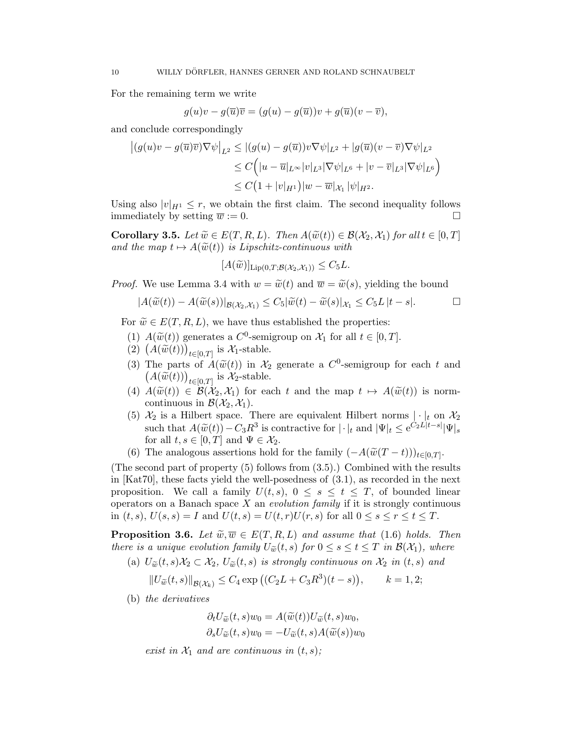For the remaining term we write

$$g(u)v - g(\overline{u})\overline{v} = (g(u) - g(\overline{u}))v + g(\overline{u})(v - \overline{v}),$$

and conclude correspondingly

$$\begin{aligned}
\big|(g(u)v - g(\overline{u})\overline{v})\nabla\psi\big|_{L^2} &\le |(g(u) - g(\overline{u}))v\nabla\psi|_{L^2} + |g(\overline{u})(v - \overline{v})\nabla\psi|_{L^2} \\
&\le C\Big(|u - \overline{u}|_{L^\infty}|v|_{L^3}|\nabla\psi|_{L^6} + |v - \overline{v}|_{L^3}|\nabla\psi|_{L^6}\Big) \\
&\le C\big(1 + |v|_{H^1}\big)|w - \overline{w}|_{\mathcal{X}_1}\,|\psi|_{H^2}.
\end{aligned}$$

Using also $|v|_{H^1} \le r$, we obtain the first claim. The second inequality follows immediately by setting $\overline{w} := 0$. $\square$

**Corollary 3.5.** *Let $\widetilde{w} \in E(T, R, L)$. Then $A(\widetilde{w}(t)) \in \mathcal{B}(\mathcal{X}_2, \mathcal{X}_1)$ for all $t \in [0, T]$ and the map $t \mapsto A(\widetilde{w}(t))$ is Lipschitz-continuous with*

$$[A(\widetilde{w})]_{\mathrm{Lip}(0,T;\mathcal{B}(\mathcal{X}_2,\mathcal{X}_1))} \le C_5 L.$$

*Proof.* We use Lemma 3.4 with $w = \widetilde{w}(t)$ and $\overline{w} = \widetilde{w}(s)$, yielding the bound

$$|A(\widetilde{w}(t)) - A(\widetilde{w}(s))|_{\mathcal{B}(\mathcal{X}_2,\mathcal{X}_1)} \le C_5|\widetilde{w}(t) - \widetilde{w}(s)|_{\mathcal{X}_1} \le C_5 L\,|t - s|. \qquad \square$$

For $\widetilde{w} \in E(T, R, L)$, we have thus established the properties:

1. $A(\widetilde{w}(t))$ generates a $C^0$-semigroup on $\mathcal{X}_1$ for all $t \in [0, T]$.
2. $\big(A(\widetilde{w}(t))\big)_{t\in[0,T]}$ is $\mathcal{X}_1$-stable.
3. The parts of $A(\widetilde{w}(t))$ in $\mathcal{X}_2$ generate a $C^0$-semigroup for each $t$ and $\big(A(\widetilde{w}(t))\big)_{t\in[0,T]}$ is $\mathcal{X}_2$-stable.
4. $A(\widetilde{w}(t)) \in \mathcal{B}(\mathcal{X}_2, \mathcal{X}_1)$ for each $t$ and the map $t \mapsto A(\widetilde{w}(t))$ is norm-continuous in $\mathcal{B}(\mathcal{X}_2, \mathcal{X}_1)$.
5. $\mathcal{X}_2$ is a Hilbert space. There are equivalent Hilbert norms $|\cdot|_t$ on $\mathcal{X}_2$ such that $A(\widetilde{w}(t)) - C_3R^3$ is contractive for $|\cdot|_t$ and $|\Psi|_t \le \mathrm{e}^{C_2L|t-s|}|\Psi|_s$ for all $t, s \in [0, T]$ and $\Psi \in \mathcal{X}_2$.
6. The analogous assertions hold for the family $(-A(\widetilde{w}(T - t)))_{t\in[0,T]}$.

(The second part of property (5) follows from (3.5).) Combined with the results in [Kat70], these facts yield the well-posedness of (3.1), as recorded in the next proposition. We call a family $U(t, s)$, $0 \le s \le t \le T$, of bounded linear operators on a Banach space $X$ an *evolution family* if it is strongly continuous in $(t, s)$, $U(s, s) = I$ and $U(t, s) = U(t, r)U(r, s)$ for all $0 \le s \le r \le t \le T$.

**Proposition 3.6.** *Let $\widetilde{w}, \overline{w} \in E(T, R, L)$ and assume that (1.6) holds. Then there is a unique evolution family $U_{\widetilde{w}}(t, s)$ for $0 \le s \le t \le T$ in $\mathcal{B}(\mathcal{X}_1)$, where*

(a) *$U_{\widetilde{w}}(t, s)\mathcal{X}_2 \subset \mathcal{X}_2$, $U_{\widetilde{w}}(t, s)$ is strongly continuous on $\mathcal{X}_2$ in $(t, s)$ and*

$$\|U_{\widetilde{w}}(t, s)\|_{\mathcal{B}(\mathcal{X}_k)} \le C_4 \exp\big((C_2L + C_3R^3)(t - s)\big), \qquad k = 1, 2;$$

(b) *the derivatives*

$$\begin{aligned}
\partial_t U_{\widetilde{w}}(t, s)w_0 &= A(\widetilde{w}(t))U_{\widetilde{w}}(t, s)w_0, \\
\partial_s U_{\widetilde{w}}(t, s)w_0 &= -U_{\widetilde{w}}(t, s)A(\widetilde{w}(s))w_0
\end{aligned}$$

*exist in $\mathcal{X}_1$ and are continuous in $(t, s)$;*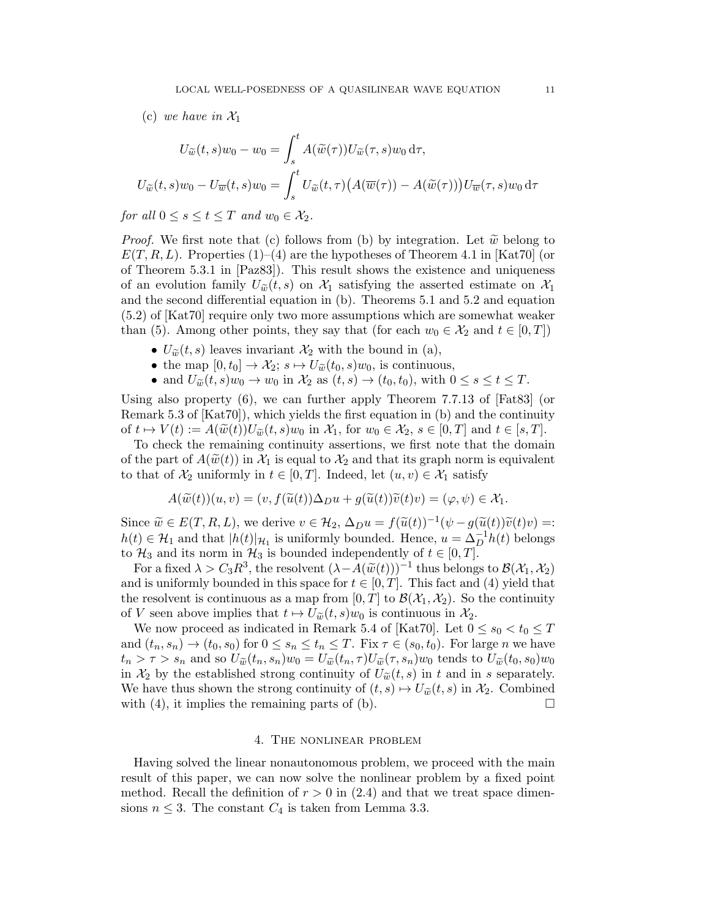(c) *we have in* $\mathcal{X}_1$

$$U_{\widetilde{w}}(t,s)w_0 - w_0 = \int_s^t A(\widetilde{w}(\tau))U_{\widetilde{w}}(\tau,s)w_0 \,\mathrm{d}\tau,$$

$$U_{\widetilde{w}}(t,s)w_0 - U_{\overline{w}}(t,s)w_0 = \int_s^t U_{\widetilde{w}}(t,\tau)\big(A(\overline{w}(\tau)) - A(\widetilde{w}(\tau))\big)U_{\overline{w}}(\tau,s)w_0 \,\mathrm{d}\tau$$

*for all* $0 \le s \le t \le T$ *and* $w_0 \in \mathcal{X}_2$.

*Proof.* We first note that (c) follows from (b) by integration. Let $\widetilde{w}$ belong to $E(T,R,L)$. Properties (1)–(4) are the hypotheses of Theorem 4.1 in [Kat70] (or of Theorem 5.3.1 in [Paz83]). This result shows the existence and uniqueness of an evolution family $U_{\widetilde{w}}(t,s)$ on $\mathcal{X}_1$ satisfying the asserted estimate on $\mathcal{X}_1$ and the second differential equation in (b). Theorems 5.1 and 5.2 and equation (5.2) of [Kat70] require only two more assumptions which are somewhat weaker than (5). Among other points, they say that (for each $w_0 \in \mathcal{X}_2$ and $t \in [0,T]$)

- $U_{\widetilde{w}}(t,s)$ leaves invariant $\mathcal{X}_2$ with the bound in (a),
- the map $[0,t_0] \to \mathcal{X}_2$; $s \mapsto U_{\widetilde{w}}(t_0,s)w_0$, is continuous,
- and $U_{\widetilde{w}}(t,s)w_0 \to w_0$ in $\mathcal{X}_2$ as $(t,s) \to (t_0,t_0)$, with $0 \le s \le t \le T$.

Using also property (6), we can further apply Theorem 7.7.13 of [Fat83] (or Remark 5.3 of [Kat70]), which yields the first equation in (b) and the continuity of $t \mapsto V(t) := A(\widetilde{w}(t))U_{\widetilde{w}}(t,s)w_0$ in $\mathcal{X}_1$, for $w_0 \in \mathcal{X}_2$, $s \in [0,T]$ and $t \in [s,T]$.

To check the remaining continuity assertions, we first note that the domain of the part of $A(\widetilde{w}(t))$ in $\mathcal{X}_1$ is equal to $\mathcal{X}_2$ and that its graph norm is equivalent to that of $\mathcal{X}_2$ uniformly in $t \in [0,T]$. Indeed, let $(u,v) \in \mathcal{X}_1$ satisfy

$$A(\widetilde{w}(t))(u,v) = (v, f(\widetilde{u}(t))\Delta_D u + g(\widetilde{u}(t))\widetilde{v}(t)v) = (\varphi,\psi) \in \mathcal{X}_1.$$

Since $\widetilde{w} \in E(T,R,L)$, we derive $v \in \mathcal{H}_2$, $\Delta_D u = f(\widetilde{u}(t))^{-1}(\psi - g(\widetilde{u}(t))\widetilde{v}(t)v) =: h(t) \in \mathcal{H}_1$ and that $|h(t)|_{\mathcal{H}_1}$ is uniformly bounded. Hence, $u = \Delta_D^{-1}h(t)$ belongs to $\mathcal{H}_3$ and its norm in $\mathcal{H}_3$ is bounded independently of $t \in [0,T]$.

For a fixed $\lambda > C_3R^3$, the resolvent $(\lambda - A(\widetilde{w}(t)))^{-1}$ thus belongs to $\mathcal{B}(\mathcal{X}_1,\mathcal{X}_2)$ and is uniformly bounded in this space for $t \in [0,T]$. This fact and (4) yield that the resolvent is continuous as a map from $[0,T]$ to $\mathcal{B}(\mathcal{X}_1,\mathcal{X}_2)$. So the continuity of $V$ seen above implies that $t \mapsto U_{\widetilde{w}}(t,s)w_0$ is continuous in $\mathcal{X}_2$.

We now proceed as indicated in Remark 5.4 of [Kat70]. Let $0 \le s_0 < t_0 \le T$ and $(t_n,s_n) \to (t_0,s_0)$ for $0 \le s_n \le t_n \le T$. Fix $\tau \in (s_0,t_0)$. For large $n$ we have $t_n > \tau > s_n$ and so $U_{\widetilde{w}}(t_n,s_n)w_0 = U_{\widetilde{w}}(t_n,\tau)U_{\widetilde{w}}(\tau,s_n)w_0$ tends to $U_{\widetilde{w}}(t_0,s_0)w_0$ in $\mathcal{X}_2$ by the established strong continuity of $U_{\widetilde{w}}(t,s)$ in $t$ and in $s$ separately. We have thus shown the strong continuity of $(t,s) \mapsto U_{\widetilde{w}}(t,s)$ in $\mathcal{X}_2$. Combined with (4), it implies the remaining parts of (b). □

## 4. The nonlinear problem

Having solved the linear nonautonomous problem, we proceed with the main result of this paper, we can now solve the nonlinear problem by a fixed point method. Recall the definition of $r > 0$ in (2.4) and that we treat space dimensions $n \le 3$. The constant $C_4$ is taken from Lemma 3.3.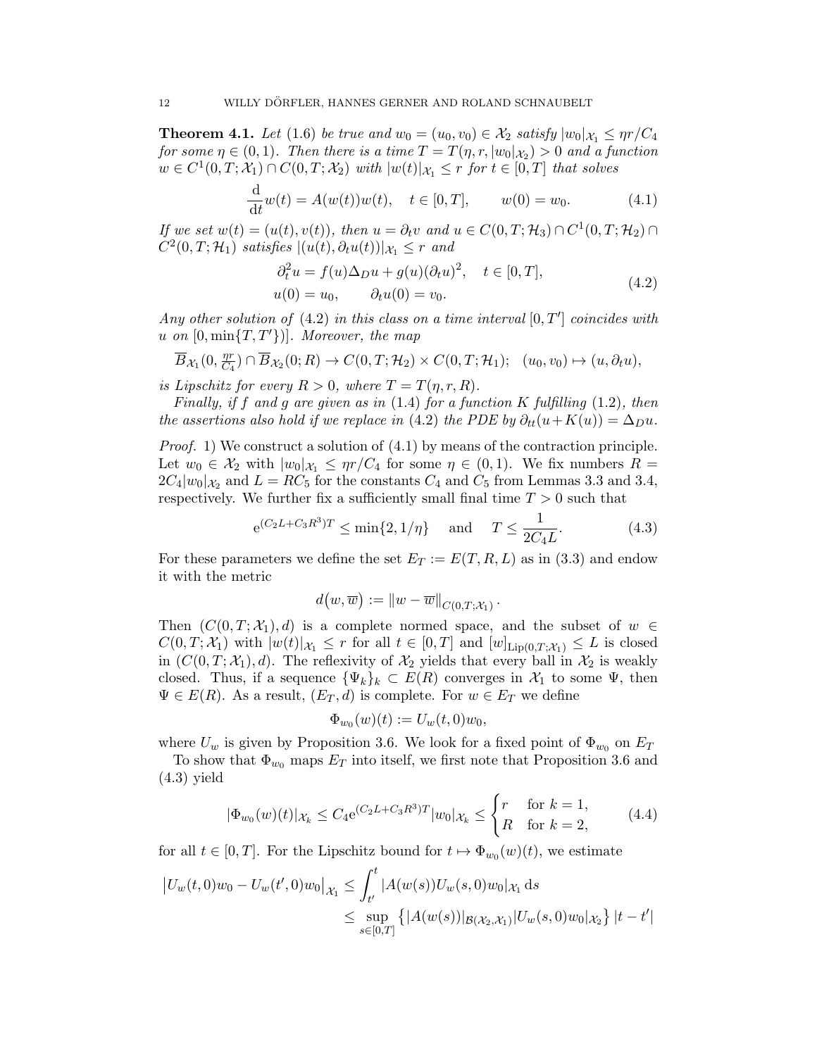**Theorem 4.1.** *Let (1.6) be true and $w_0 = (u_0, v_0) \in \mathcal{X}_2$ satisfy $|w_0|_{\mathcal{X}_1} \le \eta r / C_4$ for some $\eta \in (0,1)$. Then there is a time $T = T(\eta, r, |w_0|_{\mathcal{X}_2}) > 0$ and a function $w \in C^1(0,T;\mathcal{X}_1) \cap C(0,T;\mathcal{X}_2)$ with $|w(t)|_{\mathcal{X}_1} \le r$ for $t \in [0,T]$ that solves*

$$\frac{\mathrm{d}}{\mathrm{d}t} w(t) = A(w(t)) w(t), \quad t \in [0,T], \qquad w(0) = w_0. \tag{4.1}$$

*If we set $w(t) = (u(t), v(t))$, then $u = \partial_t v$ and $u \in C(0,T;\mathcal{H}_3) \cap C^1(0,T;\mathcal{H}_2) \cap C^2(0,T;\mathcal{H}_1)$ satisfies $|(u(t), \partial_t u(t))|_{\mathcal{X}_1} \le r$ and*

$$\begin{aligned} \partial_t^2 u &= f(u) \Delta_D u + g(u)(\partial_t u)^2, \quad t \in [0,T], \\ u(0) &= u_0, \qquad \partial_t u(0) = v_0. \end{aligned} \tag{4.2}$$

*Any other solution of (4.2) in this class on a time interval $[0,T']$ coincides with $u$ on $[0, \min\{T, T'\})]$. Moreover, the map*

$$\overline{B}_{\mathcal{X}_1}(0, \tfrac{\eta r}{C_4}) \cap \overline{B}_{\mathcal{X}_2}(0; R) \to C(0,T;\mathcal{H}_2) \times C(0,T;\mathcal{H}_1); \quad (u_0, v_0) \mapsto (u, \partial_t u),$$

*is Lipschitz for every $R > 0$, where $T = T(\eta, r, R)$.*

*Finally, if $f$ and $g$ are given as in (1.4) for a function $K$ fulfilling (1.2), then the assertions also hold if we replace in (4.2) the PDE by $\partial_{tt}(u + K(u)) = \Delta_D u$.*

*Proof.* 1) We construct a solution of (4.1) by means of the contraction principle. Let $w_0 \in \mathcal{X}_2$ with $|w_0|_{\mathcal{X}_1} \le \eta r / C_4$ for some $\eta \in (0,1)$. We fix numbers $R = 2C_4 |w_0|_{\mathcal{X}_2}$ and $L = RC_5$ for the constants $C_4$ and $C_5$ from Lemmas 3.3 and 3.4, respectively. We further fix a sufficiently small final time $T > 0$ such that

$$\mathrm{e}^{(C_2 L + C_3 R^3)T} \le \min\{2, 1/\eta\} \quad \text{ and } \quad T \le \frac{1}{2C_4 L}. \tag{4.3}$$

For these parameters we define the set $E_T := E(T, R, L)$ as in (3.3) and endow it with the metric

$$d\big(w, \overline{w}\big) := \|w - \overline{w}\|_{C(0,T;\mathcal{X}_1)}.$$

Then $(C(0,T;\mathcal{X}_1), d)$ is a complete normed space, and the subset of $w \in C(0,T;\mathcal{X}_1)$ with $|w(t)|_{\mathcal{X}_1} \le r$ for all $t \in [0,T]$ and $[w]_{\mathrm{Lip}(0,T;\mathcal{X}_1)} \le L$ is closed in $(C(0,T;\mathcal{X}_1), d)$. The reflexivity of $\mathcal{X}_2$ yields that every ball in $\mathcal{X}_2$ is weakly closed. Thus, if a sequence $\{\Psi_k\}_k \subset E(R)$ converges in $\mathcal{X}_1$ to some $\Psi$, then $\Psi \in E(R)$. As a result, $(E_T, d)$ is complete. For $w \in E_T$ we define

$$\Phi_{w_0}(w)(t) := U_w(t,0) w_0,$$

where $U_w$ is given by Proposition 3.6. We look for a fixed point of $\Phi_{w_0}$ on $E_T$

To show that $\Phi_{w_0}$ maps $E_T$ into itself, we first note that Proposition 3.6 and (4.3) yield

$$|\Phi_{w_0}(w)(t)|_{\mathcal{X}_k} \le C_4 \mathrm{e}^{(C_2 L + C_3 R^3)T} |w_0|_{\mathcal{X}_k} \le \begin{cases} r & \text{for } k = 1, \\ R & \text{for } k = 2, \end{cases} \tag{4.4}$$

for all $t \in [0,T]$. For the Lipschitz bound for $t \mapsto \Phi_{w_0}(w)(t)$, we estimate

$$\begin{aligned} \big|U_w(t,0)w_0 - U_w(t',0)w_0\big|_{\mathcal{X}_1} &\le \int_{t'}^{t} |A(w(s)) U_w(s,0) w_0|_{\mathcal{X}_1} \, \mathrm{d}s \\ &\le \sup_{s \in [0,T]} \big\{ |A(w(s))|_{\mathcal{B}(\mathcal{X}_2, \mathcal{X}_1)} |U_w(s,0) w_0|_{\mathcal{X}_2} \big\} \, |t - t'| \end{aligned}$$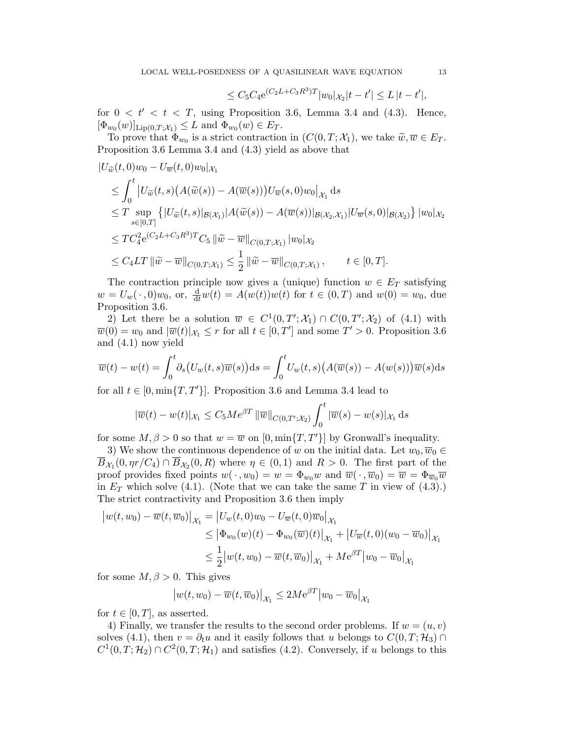$$\leq C_5 C_4 \mathrm{e}^{(C_2 L + C_3 R^3)T} |w_0|_{\mathcal{X}_2} |t - t'| \leq L\, |t - t'|,$$

for $0 < t' < t < T$, using Proposition 3.6, Lemma 3.4 and (4.3). Hence, $[\Phi_{w_0}(w)]_{\mathrm{Lip}(0,T;\mathcal{X}_1)} \leq L$ and $\Phi_{w_0}(w) \in E_T$.

To prove that $\Phi_{w_0}$ is a strict contraction in $(C(0,T;\mathcal{X}_1)$, we take $\widetilde{w}, \overline{w} \in E_T$. Proposition 3.6 Lemma 3.4 and (4.3) yield as above that

$$\begin{aligned}
&|U_{\widetilde{w}}(t,0)w_0 - U_{\overline{w}}(t,0)w_0|_{\mathcal{X}_1} \\
&\quad \leq \int_0^t \big| U_{\widetilde{w}}(t,s)\big(A(\widetilde{w}(s)) - A(\overline{w}(s))\big) U_{\overline{w}}(s,0) w_0 \big|_{\mathcal{X}_1} \,\mathrm{d}s \\
&\quad \leq T \sup_{s\in[0,T]} \big\{ |U_{\widetilde{w}}(t,s)|_{\mathcal{B}(\mathcal{X}_1)} |A(\widetilde{w}(s)) - A(\overline{w}(s))|_{\mathcal{B}(\mathcal{X}_2,\mathcal{X}_1)} |U_{\overline{w}}(s,0)|_{\mathcal{B}(\mathcal{X}_2)} \big\} |w_0|_{\mathcal{X}_2} \\
&\quad \leq T C_4^2 \mathrm{e}^{(C_2 L + C_3 R^3)T} C_5 \,\|\widetilde{w} - \overline{w}\|_{C(0,T;\mathcal{X}_1)} \, |w_0|_{\mathcal{X}_2} \\
&\quad \leq C_4 L T \,\|\widetilde{w} - \overline{w}\|_{C(0,T;\mathcal{X}_1)} \leq \frac{1}{2} \|\widetilde{w} - \overline{w}\|_{C(0,T;\mathcal{X}_1)}, \qquad t \in [0,T].
\end{aligned}$$

The contraction principle now gives a (unique) function $w \in E_T$ satisfying $w = U_w(\,\cdot\,,0)w_0$, or, $\frac{\mathrm{d}}{\mathrm{d}t} w(t) = A(w(t))w(t)$ for $t \in (0,T)$ and $w(0) = w_0$, due Proposition 3.6.

2) Let there be a solution $\overline{w} \in C^1(0,T';\mathcal{X}_1) \cap C(0,T';\mathcal{X}_2)$ of (4.1) with $\overline{w}(0) = w_0$ and $|\overline{w}(t)|_{\mathcal{X}_1} \leq r$ for all $t \in [0,T']$ and some $T' > 0$. Proposition 3.6 and (4.1) now yield

$$\overline{w}(t) - w(t) = \int_0^t \partial_s \big(U_w(t,s)\overline{w}(s)\big) \mathrm{d}s = \int_0^t U_w(t,s)\big(A(\overline{w}(s)) - A(w(s))\big)\overline{w}(s) \mathrm{d}s$$

for all $t \in [0, \min\{T, T'\}]$. Proposition 3.6 and Lemma 3.4 lead to

$$|\overline{w}(t) - w(t)|_{\mathcal{X}_1} \leq C_5 M e^{\beta T} \|\overline{w}\|_{C(0,T';\mathcal{X}_2)} \int_0^t |\overline{w}(s) - w(s)|_{\mathcal{X}_1} \,\mathrm{d}s$$

for some $M, \beta > 0$ so that $w = \overline{w}$ on $[0, \min\{T, T'\}]$ by Gronwall's inequality.

3) We show the continuous dependence of $w$ on the initial data. Let $w_0, \overline{w}_0 \in \overline{B}_{\mathcal{X}_1}(0, \eta r / C_4) \cap \overline{B}_{\mathcal{X}_2}(0, R)$ where $\eta \in (0,1)$ and $R > 0$. The first part of the proof provides fixed points $w(\,\cdot\,, w_0) = w = \Phi_{w_0} w$ and $\overline{w}(\,\cdot\,, \overline{w}_0) = \overline{w} = \Phi_{\overline{w}_0} \overline{w}$ in $E_T$ which solve (4.1). (Note that we can take the same $T$ in view of (4.3).) The strict contractivity and Proposition 3.6 then imply

$$\begin{aligned}
\big| w(t, w_0) - \overline{w}(t, \overline{w}_0) \big|_{\mathcal{X}_1} &= \big| U_w(t,0) w_0 - U_{\overline{w}}(t,0) \overline{w}_0 \big|_{\mathcal{X}_1} \\
&\leq \big| \Phi_{w_0}(w)(t) - \Phi_{w_0}(\overline{w})(t) \big|_{\mathcal{X}_1} + \big| U_{\overline{w}}(t,0)(w_0 - \overline{w}_0) \big|_{\mathcal{X}_1} \\
&\leq \frac{1}{2} \big| w(t, w_0) - \overline{w}(t, \overline{w}_0) \big|_{\mathcal{X}_1} + M \mathrm{e}^{\beta T} \big| w_0 - \overline{w}_0 \big|_{\mathcal{X}_1}
\end{aligned}$$

for some $M, \beta > 0$. This gives

$$\big| w(t, w_0) - \overline{w}(t, \overline{w}_0) \big|_{\mathcal{X}_1} \leq 2 M \mathrm{e}^{\beta T} \big| w_0 - \overline{w}_0 \big|_{\mathcal{X}_1}$$

for $t \in [0,T]$, as asserted.

4) Finally, we transfer the results to the second order problems. If $w = (u,v)$ solves (4.1), then $v = \partial_t u$ and it easily follows that $u$ belongs to $C(0,T;\mathcal{H}_3) \cap C^1(0,T;\mathcal{H}_2) \cap C^2(0,T;\mathcal{H}_1)$ and satisfies (4.2). Conversely, if $u$ belongs to this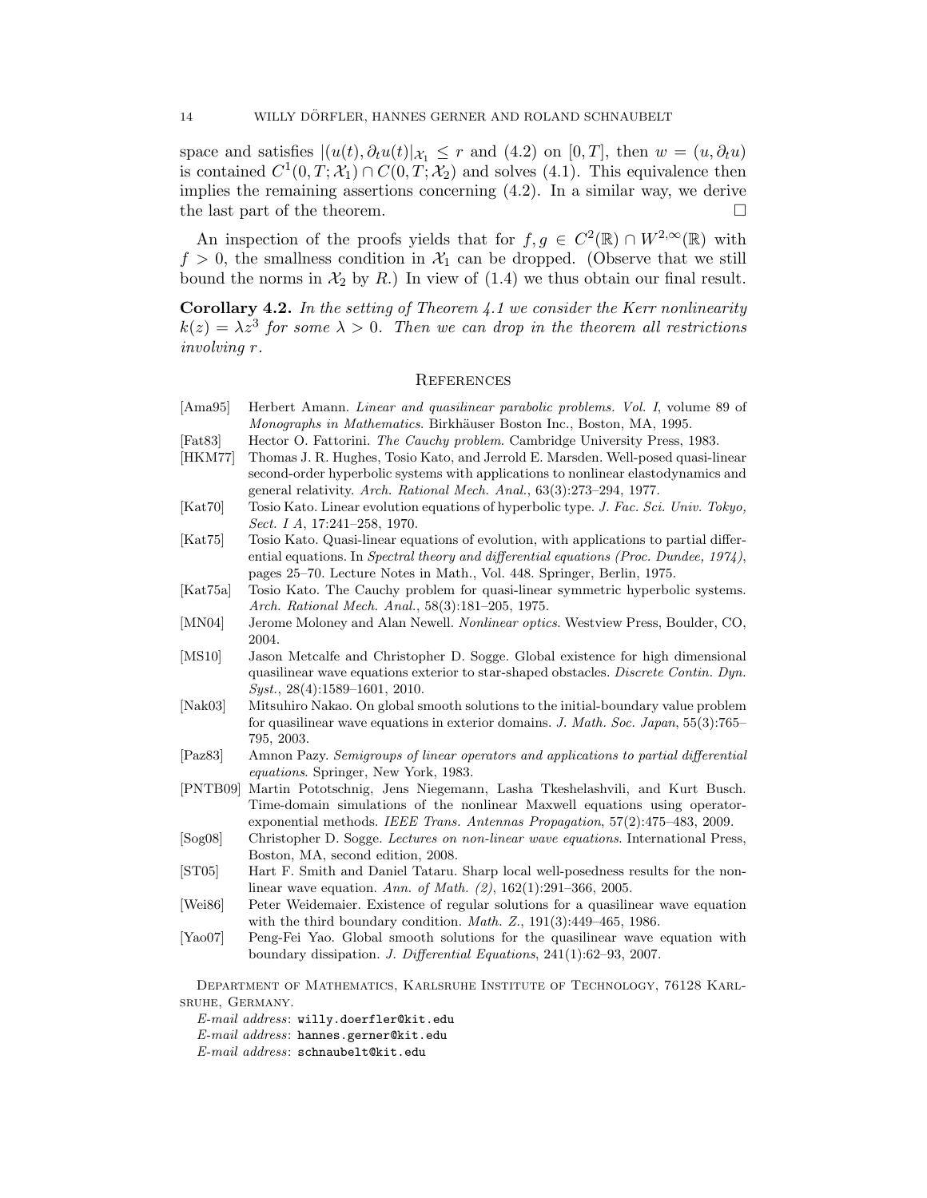space and satisfies $|(u(t), \partial_t u(t)|_{\mathcal{X}_1} \le r$ and (4.2) on $[0,T]$, then $w = (u, \partial_t u)$ is contained $C^1(0,T;\mathcal{X}_1) \cap C(0,T;\mathcal{X}_2)$ and solves (4.1). This equivalence then implies the remaining assertions concerning (4.2). In a similar way, we derive the last part of the theorem. $\square$

An inspection of the proofs yields that for $f, g \in C^2(\mathbb{R}) \cap W^{2,\infty}(\mathbb{R})$ with $f > 0$, the smallness condition in $\mathcal{X}_1$ can be dropped. (Observe that we still bound the norms in $\mathcal{X}_2$ by $R$.) In view of (1.4) we thus obtain our final result.

**Corollary 4.2.** *In the setting of Theorem 4.1 we consider the Kerr nonlinearity $k(z) = \lambda z^3$ for some $\lambda > 0$. Then we can drop in the theorem all restrictions involving $r$.*

## References

- [Ama95] Herbert Amann. *Linear and quasilinear parabolic problems. Vol. I*, volume 89 of *Monographs in Mathematics*. Birkhäuser Boston Inc., Boston, MA, 1995.
- [Fat83] Hector O. Fattorini. *The Cauchy problem*. Cambridge University Press, 1983.
- [HKM77] Thomas J. R. Hughes, Tosio Kato, and Jerrold E. Marsden. Well-posed quasi-linear second-order hyperbolic systems with applications to nonlinear elastodynamics and general relativity. *Arch. Rational Mech. Anal.*, 63(3):273–294, 1977.
- [Kat70] Tosio Kato. Linear evolution equations of hyperbolic type. *J. Fac. Sci. Univ. Tokyo, Sect. I A*, 17:241–258, 1970.
- [Kat75] Tosio Kato. Quasi-linear equations of evolution, with applications to partial differential equations. In *Spectral theory and differential equations (Proc. Dundee, 1974)*, pages 25–70. Lecture Notes in Math., Vol. 448. Springer, Berlin, 1975.
- [Kat75a] Tosio Kato. The Cauchy problem for quasi-linear symmetric hyperbolic systems. *Arch. Rational Mech. Anal.*, 58(3):181–205, 1975.
- [MN04] Jerome Moloney and Alan Newell. *Nonlinear optics*. Westview Press, Boulder, CO, 2004.
- [MS10] Jason Metcalfe and Christopher D. Sogge. Global existence for high dimensional quasilinear wave equations exterior to star-shaped obstacles. *Discrete Contin. Dyn. Syst.*, 28(4):1589–1601, 2010.
- [Nak03] Mitsuhiro Nakao. On global smooth solutions to the initial-boundary value problem for quasilinear wave equations in exterior domains. *J. Math. Soc. Japan*, 55(3):765–795, 2003.
- [Paz83] Amnon Pazy. *Semigroups of linear operators and applications to partial differential equations*. Springer, New York, 1983.
- [PNTB09] Martin Pototschnig, Jens Niegemann, Lasha Tkeshelashvili, and Kurt Busch. Time-domain simulations of the nonlinear Maxwell equations using operator-exponential methods. *IEEE Trans. Antennas Propagation*, 57(2):475–483, 2009.
- [Sog08] Christopher D. Sogge. *Lectures on non-linear wave equations*. International Press, Boston, MA, second edition, 2008.
- [ST05] Hart F. Smith and Daniel Tataru. Sharp local well-posedness results for the nonlinear wave equation. *Ann. of Math. (2)*, 162(1):291–366, 2005.
- [Wei86] Peter Weidemaier. Existence of regular solutions for a quasilinear wave equation with the third boundary condition. *Math. Z.*, 191(3):449–465, 1986.
- [Yao07] Peng-Fei Yao. Global smooth solutions for the quasilinear wave equation with boundary dissipation. *J. Differential Equations*, 241(1):62–93, 2007.

Department of Mathematics, Karlsruhe Institute of Technology, 76128 Karlsruhe, Germany.

*E-mail address*: willy.doerfler@kit.edu
*E-mail address*: hannes.gerner@kit.edu
*E-mail address*: schnaubelt@kit.edu